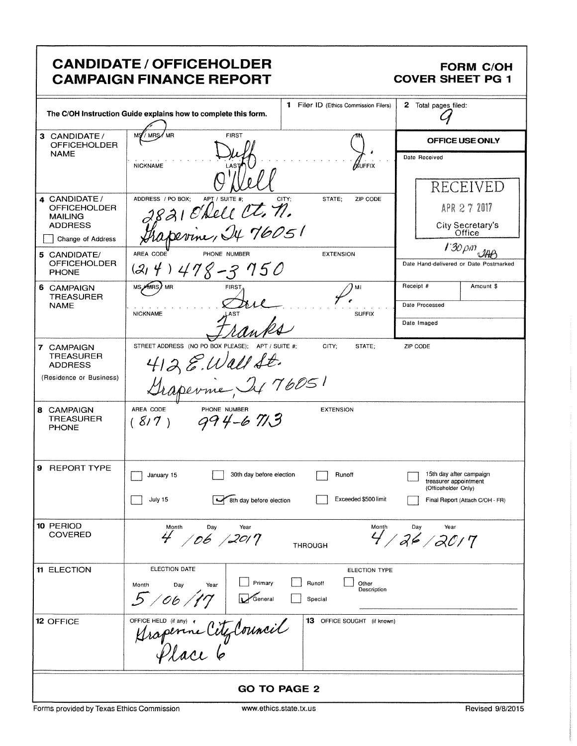# CANDIDATE / OFFICEHOLDER CAMPAIGN FINANCE REPORT

**FORM C/OH COVER SHEET PG 1**

The C/OH Instruction Guide explains how to complete this form.

**1** Filer ID (Ethics Commission Filers)

**2** Total pages filed: 9

**OFFICE USE ONLY**

Date Received

RECEIVED
APR 27 2017
City Secretary's Office
1:30pm JAB

Date Hand-delivered or Date Postmarked

| Receipt # | Amount $ |
|---|---|

Date Processed

Date Imaged

| | |
|---|---|
| **3** CANDIDATE / OFFICEHOLDER NAME | MS / MRS / MR (MR circled) FIRST: Duff MI: J. NICKNAME LAST: O'Dell SUFFIX |
| **4** CANDIDATE / OFFICEHOLDER MAILING ADDRESS ☐ Change of Address | ADDRESS / PO BOX; APT / SUITE #; CITY; STATE; ZIP CODE: 2821 O'Dell Ct. N. Grapevine, Tx 76051 |
| **5** CANDIDATE/ OFFICEHOLDER PHONE | AREA CODE PHONE NUMBER EXTENSION: (214) 478-3750 |
| **6** CAMPAIGN TREASURER NAME | MS / MRS / MR (MRS circled) FIRST: Sue MI: P. NICKNAME LAST: Franks SUFFIX |
| **7** CAMPAIGN TREASURER ADDRESS (Residence or Business) | STREET ADDRESS (NO PO BOX PLEASE); APT / SUITE #; CITY; STATE; ZIP CODE: 412 E. Wall St. Grapevine, Tx 76051 |
| **8** CAMPAIGN TREASURER PHONE | AREA CODE PHONE NUMBER EXTENSION: (817) 994-6713 |
| **9** REPORT TYPE | ☐ January 15 ☐ 30th day before election ☐ Runoff ☐ 15th day after campaign treasurer appointment (Officeholder Only) ☐ July 15 ☑ 8th day before election ☐ Exceeded $500 limit ☐ Final Report (Attach C/OH - FR) |
| **10** PERIOD COVERED | Month Day Year: 4 / 06 / 2017 THROUGH Month Day Year: 4 / 26 / 2017 |
| **11** ELECTION | ELECTION DATE Month Day Year: 5 / 06 / 17 — ELECTION TYPE: ☐ Primary ☐ Runoff ☐ Other Description ☑ General ☐ Special |
| **12** OFFICE | OFFICE HELD (if any): Grapevine City Council Place 6 — **13** OFFICE SOUGHT (if known) |

**GO TO PAGE 2**

Forms provided by Texas Ethics Commission www.ethics.state.tx.us Revised 9/8/2015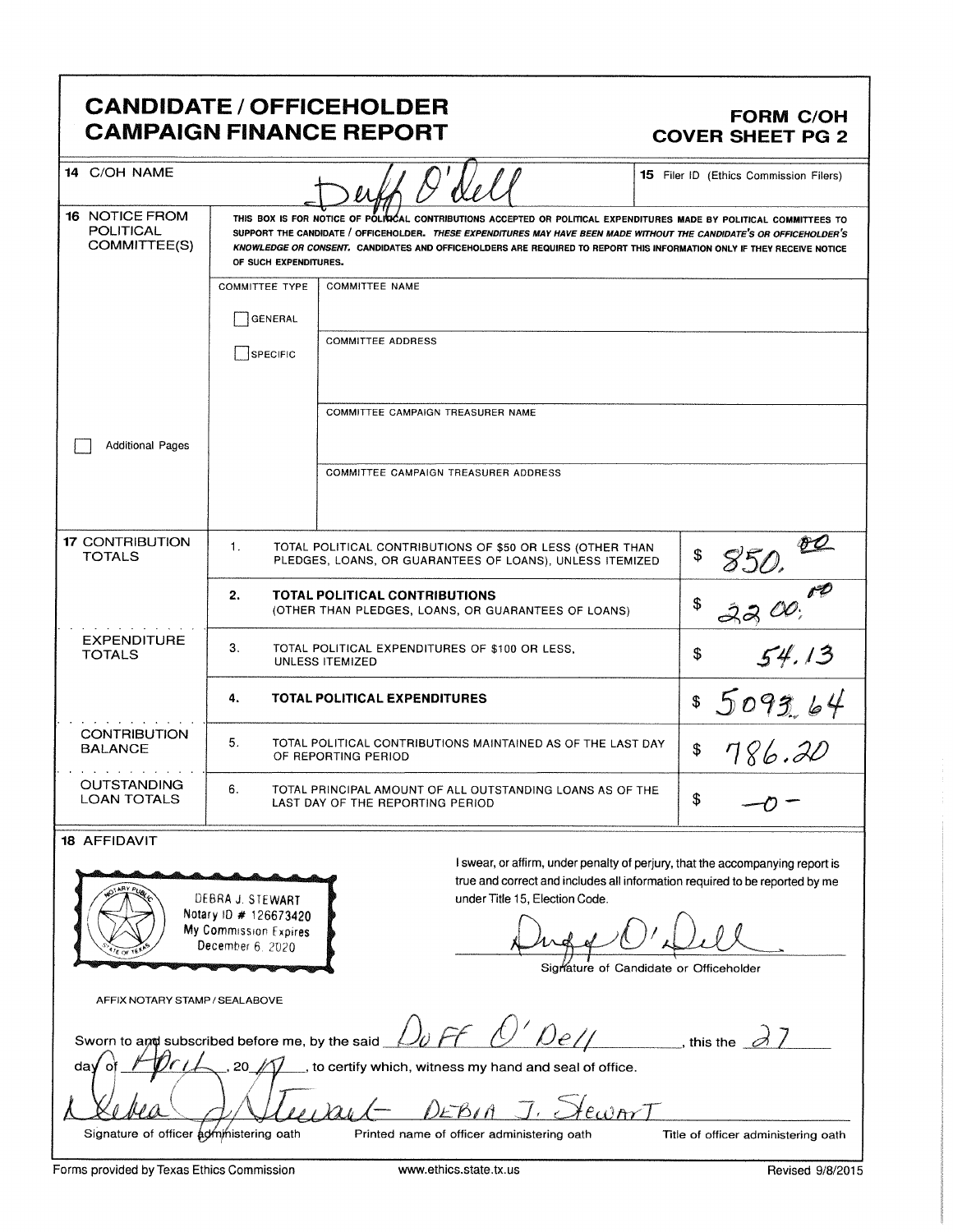# CANDIDATE / OFFICEHOLDER CAMPAIGN FINANCE REPORT

## FORM C/OH COVER SHEET PG 2

**14** C/OH NAME: Duff O'Dell

**15** Filer ID (Ethics Commission Filers)

**16** NOTICE FROM POLITICAL COMMITTEE(S)

THIS BOX IS FOR NOTICE OF POLITICAL CONTRIBUTIONS ACCEPTED OR POLITICAL EXPENDITURES MADE BY POLITICAL COMMITTEES TO SUPPORT THE CANDIDATE / OFFICEHOLDER. *THESE EXPENDITURES MAY HAVE BEEN MADE WITHOUT THE CANDIDATE'S OR OFFICEHOLDER'S KNOWLEDGE OR CONSENT.* CANDIDATES AND OFFICEHOLDERS ARE REQUIRED TO REPORT THIS INFORMATION ONLY IF THEY RECEIVE NOTICE OF SUCH EXPENDITURES.

COMMITTEE TYPE: ☐ GENERAL ☐ SPECIFIC

COMMITTEE NAME:

COMMITTEE ADDRESS:

COMMITTEE CAMPAIGN TREASURER NAME:

COMMITTEE CAMPAIGN TREASURER ADDRESS:

☐ Additional Pages

| Section | # | Description | Amount |
|---|---|---|---|
| **17** CONTRIBUTION TOTALS | 1. | TOTAL POLITICAL CONTRIBUTIONS OF $50 OR LESS (OTHER THAN PLEDGES, LOANS, OR GUARANTEES OF LOANS), UNLESS ITEMIZED | $ 850.00 |
| | 2. | **TOTAL POLITICAL CONTRIBUTIONS** (OTHER THAN PLEDGES, LOANS, OR GUARANTEES OF LOANS) | $ 2200.00 |
| EXPENDITURE TOTALS | 3. | TOTAL POLITICAL EXPENDITURES OF $100 OR LESS, UNLESS ITEMIZED | $ 54.13 |
| | 4. | **TOTAL POLITICAL EXPENDITURES** | $ 5093.64 |
| CONTRIBUTION BALANCE | 5. | TOTAL POLITICAL CONTRIBUTIONS MAINTAINED AS OF THE LAST DAY OF REPORTING PERIOD | $ 786.20 |
| OUTSTANDING LOAN TOTALS | 6. | TOTAL PRINCIPAL AMOUNT OF ALL OUTSTANDING LOANS AS OF THE LAST DAY OF THE REPORTING PERIOD | $ -0- |

**18** AFFIDAVIT

DEBRA J. STEWART
Notary ID # 126673420
My Commission Expires
December 6, 2020

AFFIX NOTARY STAMP / SEAL ABOVE

I swear, or affirm, under penalty of perjury, that the accompanying report is true and correct and includes all information required to be reported by me under Title 15, Election Code.

Duff O'Dell
Signature of Candidate or Officeholder

Sworn to and subscribed before me, by the said Duff O'Dell, this the 27 day of April, 20 17, to certify which, witness my hand and seal of office.

Debra J. Stewart — Signature of officer administering oath

DEBRA J. STEWART — Printed name of officer administering oath

Title of officer administering oath

Forms provided by Texas Ethics Commission www.ethics.state.tx.us Revised 9/8/2015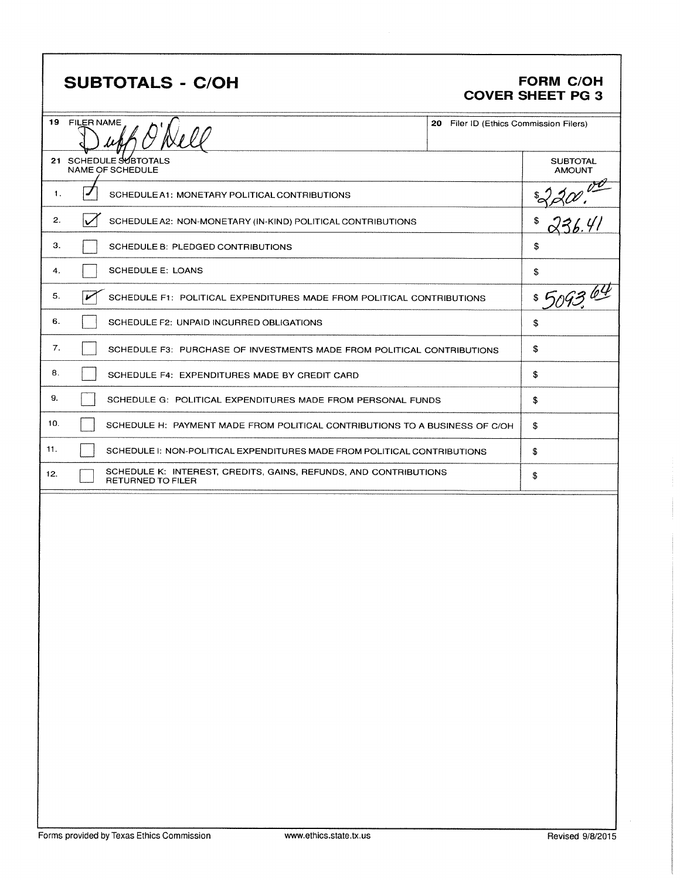# SUBTOTALS - C/OH

## FORM C/OH COVER SHEET PG 3

| 19 FILER NAME | 20 Filer ID (Ethics Commission Filers) |
|---|---|
| Duff O'Dell | |

| 21 SCHEDULE SUBTOTALS NAME OF SCHEDULE | | SUBTOTAL AMOUNT |
|---|---|---|
| 1. [✓] | SCHEDULE A1: MONETARY POLITICAL CONTRIBUTIONS | $2200.00 |
| 2. [✓] | SCHEDULE A2: NON-MONETARY (IN-KIND) POLITICAL CONTRIBUTIONS | $ 236.41 |
| 3. [ ] | SCHEDULE B: PLEDGED CONTRIBUTIONS | $ |
| 4. [ ] | SCHEDULE E: LOANS | $ |
| 5. [✓] | SCHEDULE F1: POLITICAL EXPENDITURES MADE FROM POLITICAL CONTRIBUTIONS | $ 5093.64 |
| 6. [ ] | SCHEDULE F2: UNPAID INCURRED OBLIGATIONS | $ |
| 7. [ ] | SCHEDULE F3: PURCHASE OF INVESTMENTS MADE FROM POLITICAL CONTRIBUTIONS | $ |
| 8. [ ] | SCHEDULE F4: EXPENDITURES MADE BY CREDIT CARD | $ |
| 9. [ ] | SCHEDULE G: POLITICAL EXPENDITURES MADE FROM PERSONAL FUNDS | $ |
| 10. [ ] | SCHEDULE H: PAYMENT MADE FROM POLITICAL CONTRIBUTIONS TO A BUSINESS OF C/OH | $ |
| 11. [ ] | SCHEDULE I: NON-POLITICAL EXPENDITURES MADE FROM POLITICAL CONTRIBUTIONS | $ |
| 12. [ ] | SCHEDULE K: INTEREST, CREDITS, GAINS, REFUNDS, AND CONTRIBUTIONS RETURNED TO FILER | $ |

Forms provided by Texas Ethics Commission www.ethics.state.tx.us Revised 9/8/2015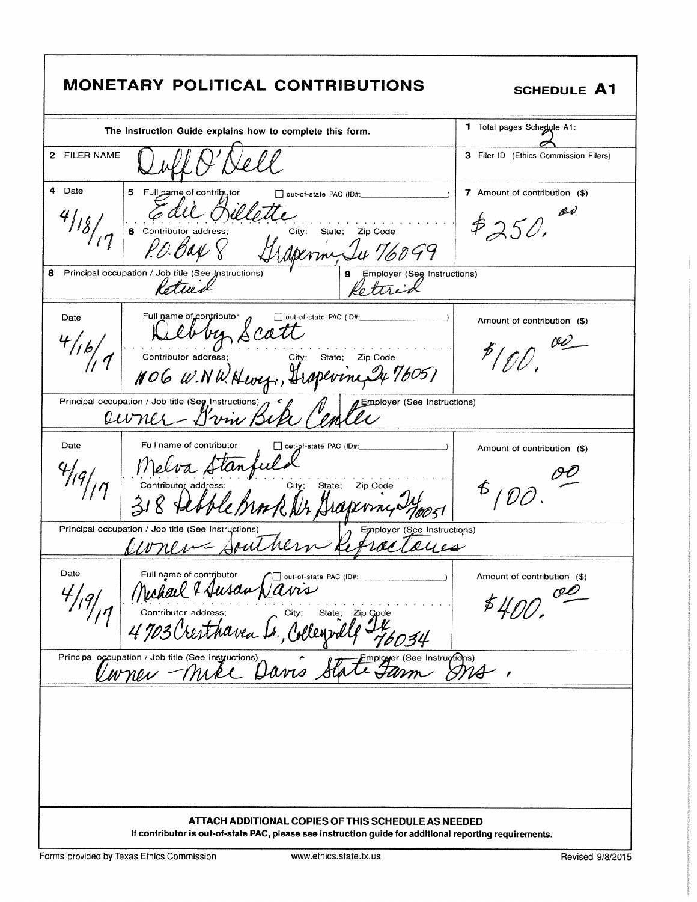# MONETARY POLITICAL CONTRIBUTIONS

**SCHEDULE A1**

The Instruction Guide explains how to complete this form.

**1** Total pages Schedule A1: 2

**2** FILER NAME: Duff O'Dell

**3** Filer ID (Ethics Commission Filers):

| 4 Date | 5 Full name of contributor / 6 Contributor address; City; State; Zip Code | 7 Amount of contribution ($) |
|---|---|---|
| 4/18/17 | Edie Gillette<br>P.O. Box 8 Grapevine, Tx 76099 | $250.00 |
| **8** Principal occupation / Job title: Retired | **9** Employer: Retired | |
| 4/16/17 | Debby Scott<br>1106 W. N.W. Hwy., Grapevine, Tx 76051 | $100.00 |
| Principal occupation / Job title: Owner | Employer: G'vin Bike Center | |
| 4/19/17 | Melva Stanfield<br>318 Pebble Brook Dr Grapevine Tx 76051 | $100.00 |
| Principal occupation / Job title: Owner | Employer: Southern Refractories | |
| 4/19/17 | Michael & Susan Davis<br>4703 Cresthaven Ln., Colleyville Tx 76034 | $400.00 |
| Principal occupation / Job title: Owner | Employer: Mike Davis State Farm Ins. | |

☐ out-of-state PAC (ID#: )

**ATTACH ADDITIONAL COPIES OF THIS SCHEDULE AS NEEDED**

**If contributor is out-of-state PAC, please see instruction guide for additional reporting requirements.**

Forms provided by Texas Ethics Commission — www.ethics.state.tx.us — Revised 9/8/2015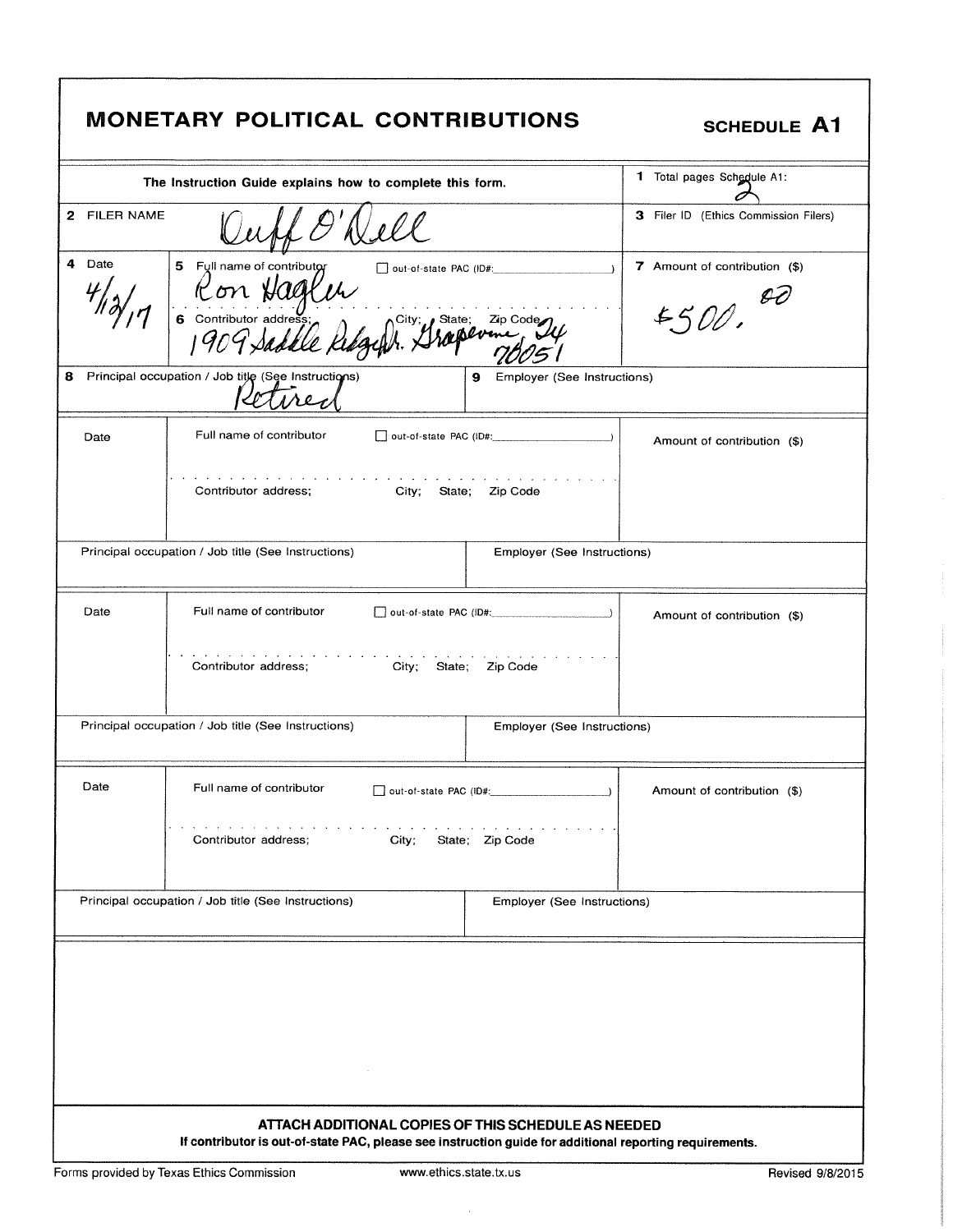# MONETARY POLITICAL CONTRIBUTIONS

**SCHEDULE A1**

| The Instruction Guide explains how to complete this form. | | | **1** Total pages Schedule A1: 2 |
|---|---|---|---|
| **2** FILER NAME | Duff O'Dell | | **3** Filer ID (Ethics Commission Filers) |
| **4** Date: 4/13/17 | **5** Full name of contributor: Ron Hagler ☐ out-of-state PAC (ID#: ) **6** Contributor address; City; State; Zip Code: 1909 Saddle Ridge Dr. Grapevine Tx 76051 | | **7** Amount of contribution ($): $500.00 |
| **8** Principal occupation / Job title (See Instructions): Retired | | **9** Employer (See Instructions): | |
| Date | Full name of contributor ☐ out-of-state PAC (ID#: ) Contributor address; City; State; Zip Code | | Amount of contribution ($) |
| Principal occupation / Job title (See Instructions) | | Employer (See Instructions) | |
| Date | Full name of contributor ☐ out-of-state PAC (ID#: ) Contributor address; City; State; Zip Code | | Amount of contribution ($) |
| Principal occupation / Job title (See Instructions) | | Employer (See Instructions) | |
| Date | Full name of contributor ☐ out-of-state PAC (ID#: ) Contributor address; City; State; Zip Code | | Amount of contribution ($) |
| Principal occupation / Job title (See Instructions) | | Employer (See Instructions) | |

**ATTACH ADDITIONAL COPIES OF THIS SCHEDULE AS NEEDED**

**If contributor is out-of-state PAC, please see instruction guide for additional reporting requirements.**

Forms provided by Texas Ethics Commission www.ethics.state.tx.us Revised 9/8/2015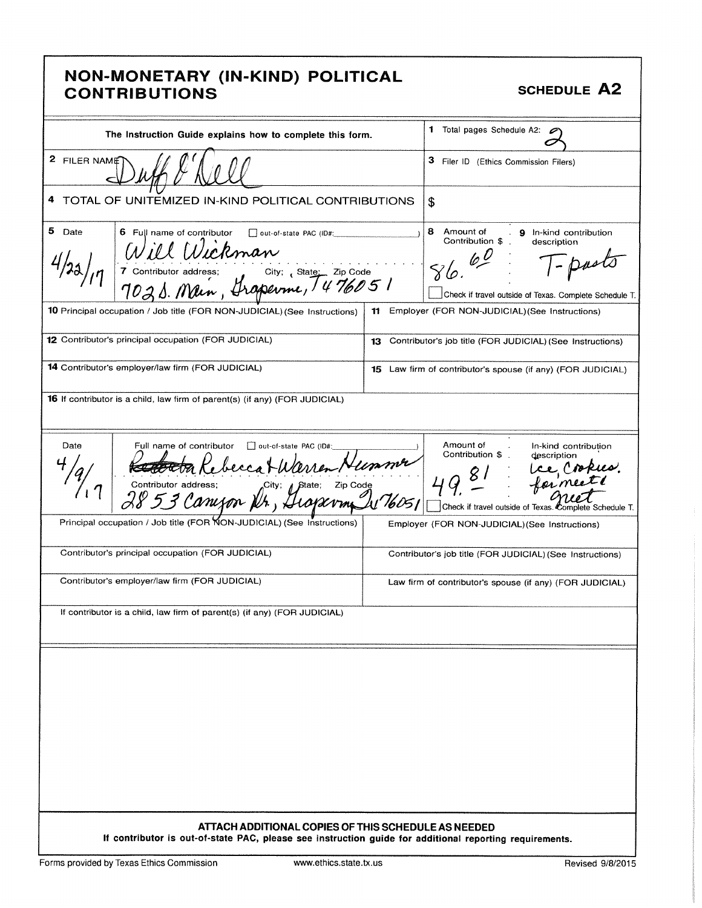# NON-MONETARY (IN-KIND) POLITICAL CONTRIBUTIONS

## SCHEDULE A2

The Instruction Guide explains how to complete this form.

**1** Total pages Schedule A2: 2

**2** FILER NAME: Duff O'Dell

**3** Filer ID (Ethics Commission Filers)

**4** TOTAL OF UNITEMIZED IN-KIND POLITICAL CONTRIBUTIONS: $

---

**5** Date: 4/22/17

**6** Full name of contributor ☐ out-of-state PAC (ID#: ): Will Wickman

**7** Contributor address; City; State; Zip Code: 702 S. Main, Grapevine, TX 76051

**8** Amount of Contribution $: 86.60

**9** In-kind contribution description: T-posts

☐ Check if travel outside of Texas. Complete Schedule T.

**10** Principal occupation / Job title (FOR NON-JUDICIAL) (See Instructions)

**11** Employer (FOR NON-JUDICIAL) (See Instructions)

**12** Contributor's principal occupation (FOR JUDICIAL)

**13** Contributor's job title (FOR JUDICIAL) (See Instructions)

**14** Contributor's employer/law firm (FOR JUDICIAL)

**15** Law firm of contributor's spouse (if any) (FOR JUDICIAL)

**16** If contributor is a child, law firm of parent(s) (if any) (FOR JUDICIAL)

---

Date: 4/9/17

Full name of contributor ☐ out-of-state PAC (ID#: ): ~~Roberta~~ Rebecca & Warren Hummer

Contributor address; City; State; Zip Code: 2853 Canyon Dr., Grapevine TX 76051

Amount of Contribution $: 49.81

In-kind contribution description: Ice, Cookies for meet & greet

☐ Check if travel outside of Texas. Complete Schedule T.

Principal occupation / Job title (FOR NON-JUDICIAL) (See Instructions)

Employer (FOR NON-JUDICIAL) (See Instructions)

Contributor's principal occupation (FOR JUDICIAL)

Contributor's job title (FOR JUDICIAL) (See Instructions)

Contributor's employer/law firm (FOR JUDICIAL)

Law firm of contributor's spouse (if any) (FOR JUDICIAL)

If contributor is a child, law firm of parent(s) (if any) (FOR JUDICIAL)

---

**ATTACH ADDITIONAL COPIES OF THIS SCHEDULE AS NEEDED**

**If contributor is out-of-state PAC, please see instruction guide for additional reporting requirements.**

Forms provided by Texas Ethics Commission www.ethics.state.tx.us Revised 9/8/2015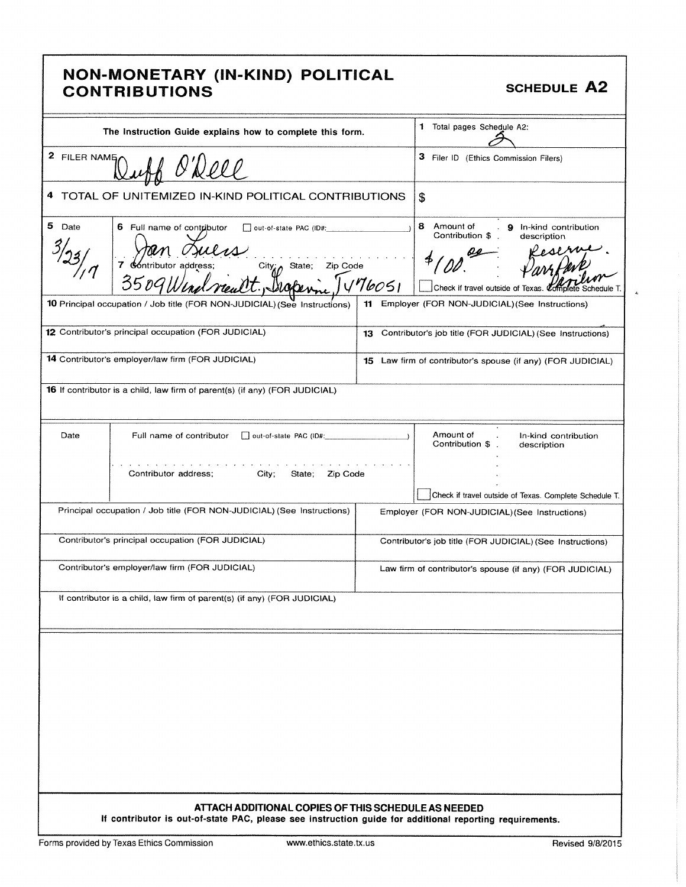# NON-MONETARY (IN-KIND) POLITICAL CONTRIBUTIONS

## SCHEDULE A2

| The Instruction Guide explains how to complete this form. | 1 Total pages Schedule A2: 2 |
|---|---|
| 2 FILER NAME Duff O'Dell | 3 Filer ID (Ethics Commission Filers) |
| 4 TOTAL OF UNITEMIZED IN-KIND POLITICAL CONTRIBUTIONS | $ |

| 5 Date | 6 Full name of contributor ☐ out-of-state PAC (ID#: ) / 7 Contributor address; City; State; Zip Code | 8 Amount of Contribution $ | 9 In-kind contribution description |
|---|---|---|---|
| 3/23/17 | Jan Luers / 3509 Windsrealt, Grapevine, TX 76051 | $100.00 | Reserve Parr Park Pavilion |

☐ Check if travel outside of Texas. Complete Schedule T.

| 10 Principal occupation / Job title (FOR NON-JUDICIAL) (See Instructions) | 11 Employer (FOR NON-JUDICIAL) (See Instructions) |
|---|---|
| | |
| **12** Contributor's principal occupation (FOR JUDICIAL) | **13** Contributor's job title (FOR JUDICIAL) (See Instructions) |
| **14** Contributor's employer/law firm (FOR JUDICIAL) | **15** Law firm of contributor's spouse (if any) (FOR JUDICIAL) |
| **16** If contributor is a child, law firm of parent(s) (if any) (FOR JUDICIAL) | |

| Date | Full name of contributor ☐ out-of-state PAC (ID#: ) / Contributor address; City; State; Zip Code | Amount of Contribution $ | In-kind contribution description |
|---|---|---|---|
| | | | |

☐ Check if travel outside of Texas. Complete Schedule T.

| Principal occupation / Job title (FOR NON-JUDICIAL) (See Instructions) | Employer (FOR NON-JUDICIAL) (See Instructions) |
|---|---|
| Contributor's principal occupation (FOR JUDICIAL) | Contributor's job title (FOR JUDICIAL) (See Instructions) |
| Contributor's employer/law firm (FOR JUDICIAL) | Law firm of contributor's spouse (if any) (FOR JUDICIAL) |
| If contributor is a child, law firm of parent(s) (if any) (FOR JUDICIAL) | |

**ATTACH ADDITIONAL COPIES OF THIS SCHEDULE AS NEEDED**

**If contributor is out-of-state PAC, please see instruction guide for additional reporting requirements.**

Forms provided by Texas Ethics Commission www.ethics.state.tx.us Revised 9/8/2015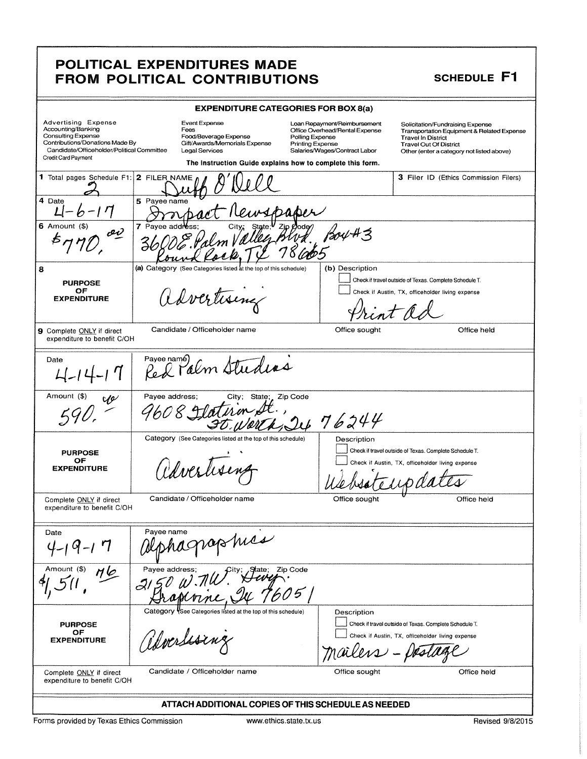# POLITICAL EXPENDITURES MADE FROM POLITICAL CONTRIBUTIONS

**SCHEDULE F1**

**EXPENDITURE CATEGORIES FOR BOX 8(a)**

| | | | |
|---|---|---|---|
| Advertising Expense | Event Expense | Loan Repayment/Reimbursement | Solicitation/Fundraising Expense |
| Accounting/Banking | Fees | Office Overhead/Rental Expense | Transportation Equipment & Related Expense |
| Consulting Expense | Food/Beverage Expense | Polling Expense | Travel In District |
| Contributions/Donations Made By Candidate/Officeholder/Political Committee | Gift/Awards/Memorials Expense | Printing Expense | Travel Out Of District |
| Credit Card Payment | Legal Services | Salaries/Wages/Contract Labor | Other (enter a category not listed above) |

**The Instruction Guide explains how to complete this form.**

| | | |
|---|---|---|
| **1** Total pages Schedule F1: 2 | **2** FILER NAME: Duff O'Dell | **3** Filer ID (Ethics Commission Filers) |

---

**4** Date: 4-6-17

**5** Payee name: Impact Newspaper

**6** Amount ($): $770.00

**7** Payee address; City; State; Zip Code: 3600 E. Palm Valley Blvd. Box #3, Round Rock, TX 78665

**8 PURPOSE OF EXPENDITURE**

(a) Category (See Categories listed at the top of this schedule): Advertising

(b) Description: Print Ad

☐ Check if travel outside of Texas. Complete Schedule T.

☐ Check if Austin, TX, officeholder living expense

**9** Complete ONLY if direct expenditure to benefit C/OH — Candidate / Officeholder name: | Office sought: | Office held:

---

Date: 4-14-17

Payee name: Red Palm Studios

Amount ($): 590.00

Payee address; City; State; Zip Code: 9608 Flatiron St., Ft. Worth, Tx 76244

**PURPOSE OF EXPENDITURE**

Category (See Categories listed at the top of this schedule): Advertising

Description: Website updates

☐ Check if travel outside of Texas. Complete Schedule T.

☐ Check if Austin, TX, officeholder living expense

Complete ONLY if direct expenditure to benefit C/OH — Candidate / Officeholder name: | Office sought: | Office held:

---

Date: 4-19-17

Payee name: Alphagraphics

Amount ($): $1,511.76

Payee address; City; State; Zip Code: 2150 W. NW. Hwy., Grapevine, Tx 76051

**PURPOSE OF EXPENDITURE**

Category (See Categories listed at the top of this schedule): Advertising

Description: Mailers - Postage

☐ Check if travel outside of Texas. Complete Schedule T.

☐ Check if Austin, TX, officeholder living expense

Complete ONLY if direct expenditure to benefit C/OH — Candidate / Officeholder name: | Office sought: | Office held:

---

**ATTACH ADDITIONAL COPIES OF THIS SCHEDULE AS NEEDED**

Forms provided by Texas Ethics Commission | www.ethics.state.tx.us | Revised 9/8/2015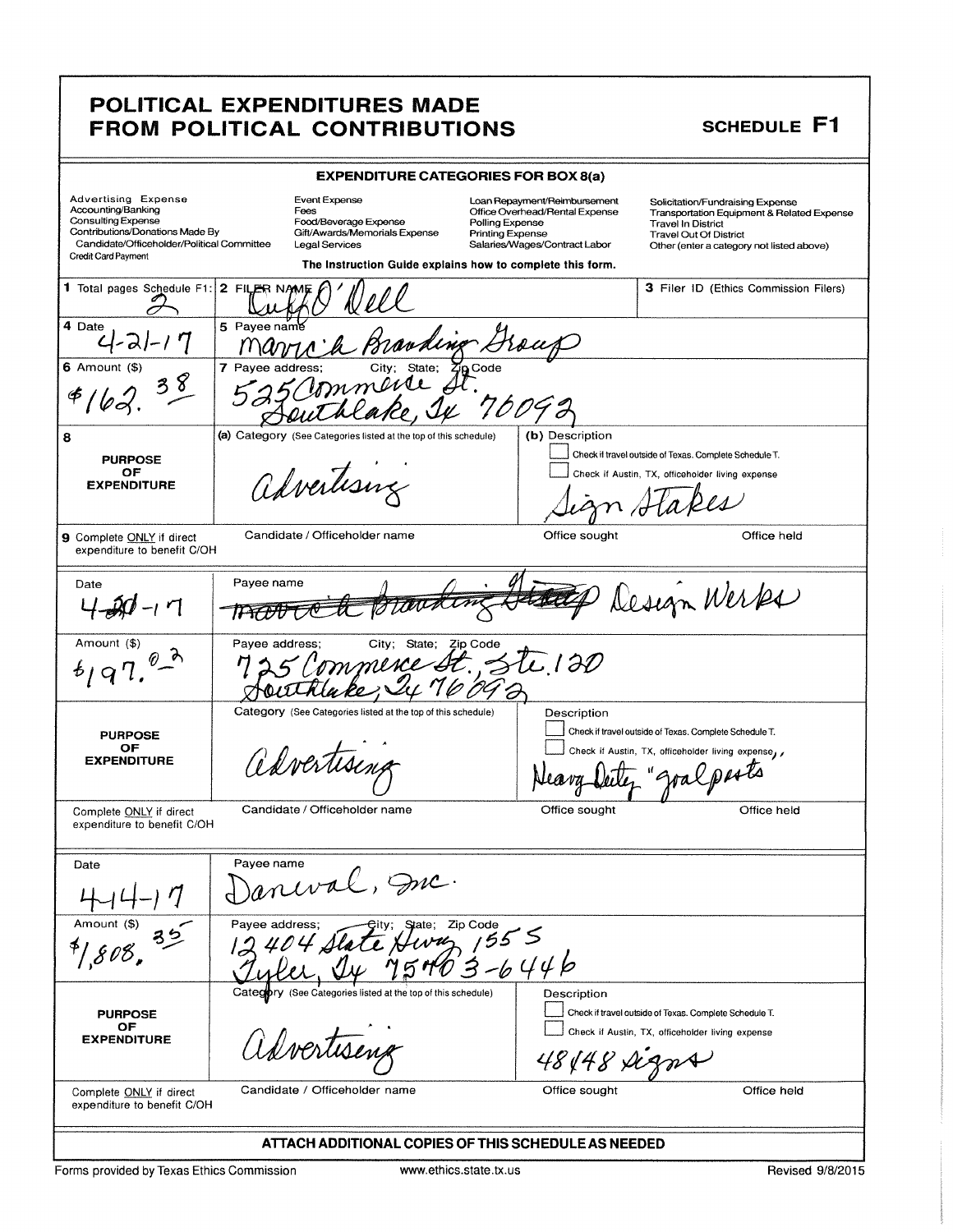# POLITICAL EXPENDITURES MADE FROM POLITICAL CONTRIBUTIONS

## SCHEDULE F1

**EXPENDITURE CATEGORIES FOR BOX 8(a)**

| | | | |
|---|---|---|---|
| Advertising Expense<br>Accounting/Banking<br>Consulting Expense<br>Contributions/Donations Made By Candidate/Officeholder/Political Committee<br>Credit Card Payment | Event Expense<br>Fees<br>Food/Beverage Expense<br>Gift/Awards/Memorials Expense<br>Legal Services | Loan Repayment/Reimbursement<br>Office Overhead/Rental Expense<br>Polling Expense<br>Printing Expense<br>Salaries/Wages/Contract Labor | Solicitation/Fundraising Expense<br>Transportation Equipment & Related Expense<br>Travel In District<br>Travel Out Of District<br>Other (enter a category not listed above) |

The Instruction Guide explains how to complete this form.

**1** Total pages Schedule F1: 2

**2** FILER NAME: Cuff O'Dell

**3** Filer ID (Ethics Commission Filers):

---

**4** Date: 4-21-17

**5** Payee name: Marrick Branding Group

**6** Amount ($): $162.38

**7** Payee address; City; State; Zip Code: 525 Commerce St. Southlake, Tx 76092

**8 PURPOSE OF EXPENDITURE**

(a) Category (See Categories listed at the top of this schedule): Advertising

(b) Description: Sign Stakes

☐ Check if travel outside of Texas. Complete Schedule T.
☐ Check if Austin, TX, officeholder living expense

**9** Complete ONLY if direct expenditure to benefit C/OH — Candidate / Officeholder name: | Office sought: | Office held:

---

Date: 4-~~20~~-17

Payee name: ~~Marrick Branding Group~~ Design Werks

Amount ($): $197.02

Payee address; City; State; Zip Code: 725 Commerce St., Ste. 120 Southlake, Tx 76092

**PURPOSE OF EXPENDITURE**

Category (See Categories listed at the top of this schedule): Advertising

Description: Heavy Duty "goalposts"

☐ Check if travel outside of Texas. Complete Schedule T.
☐ Check if Austin, TX, officeholder living expense

Complete ONLY if direct expenditure to benefit C/OH — Candidate / Officeholder name: | Office sought: | Office held:

---

Date: 4-14-17

Payee name: Danval, Inc.

Amount ($): $1,808.35

Payee address; City; State; Zip Code: 12404 State Hwy 155 S Tyler, Tx 75703-6446

**PURPOSE OF EXPENDITURE**

Category (See Categories listed at the top of this schedule): Advertising

Description: 48x48 signs

☐ Check if travel outside of Texas. Complete Schedule T.
☐ Check if Austin, TX, officeholder living expense

Complete ONLY if direct expenditure to benefit C/OH — Candidate / Officeholder name: | Office sought: | Office held:

---

**ATTACH ADDITIONAL COPIES OF THIS SCHEDULE AS NEEDED**

Forms provided by Texas Ethics Commission — www.ethics.state.tx.us — Revised 9/8/2015